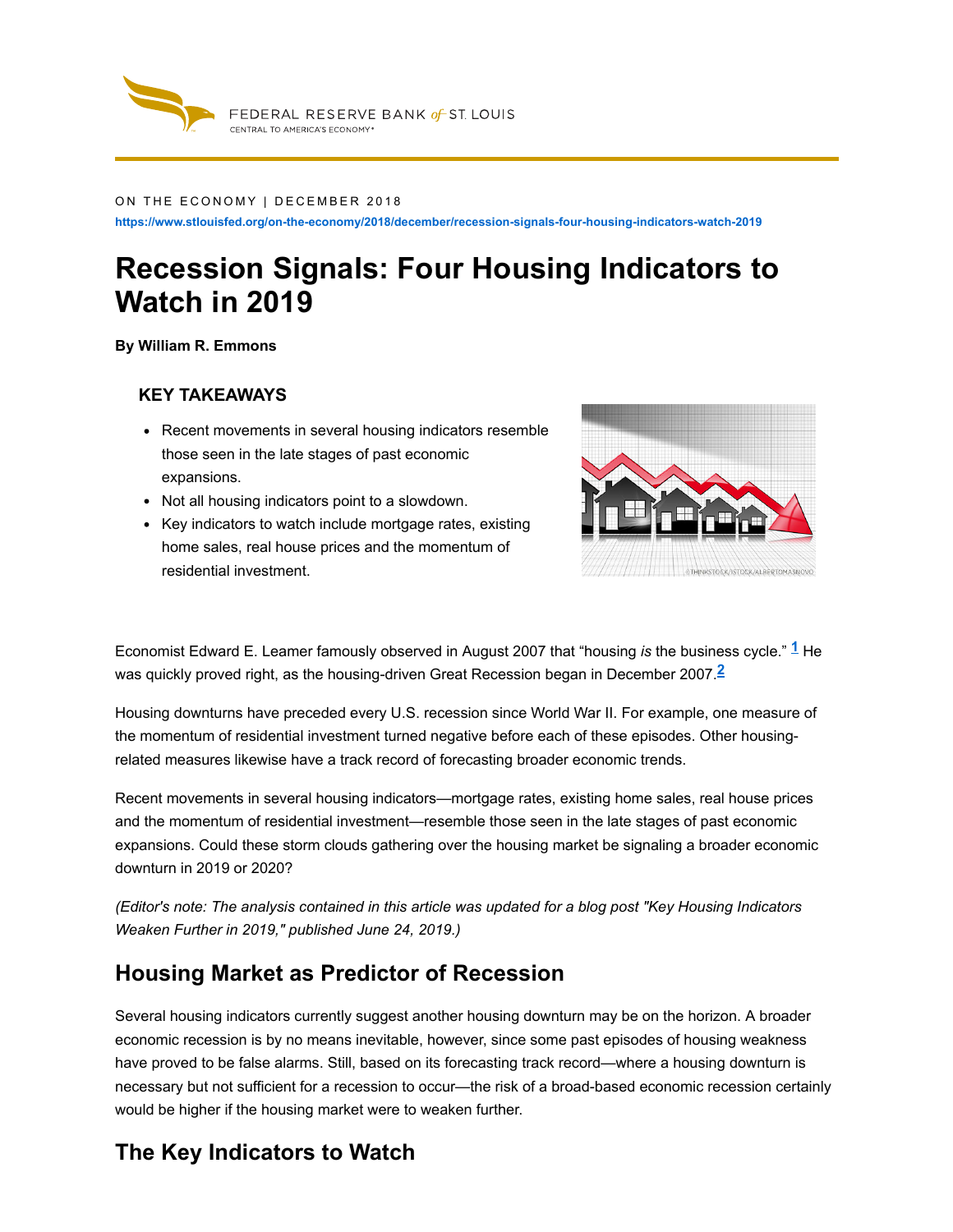FEDERAL RESERVE BANK of ST. LOUIS
CENTRAL TO AMERICA'S ECONOMY®

ON THE ECONOMY | DECEMBER 2018

https://www.stlouisfed.org/on-the-economy/2018/december/recession-signals-four-housing-indicators-watch-2019

# Recession Signals: Four Housing Indicators to Watch in 2019

**By William R. Emmons**

### KEY TAKEAWAYS

- Recent movements in several housing indicators resemble those seen in the late stages of past economic expansions.
- Not all housing indicators point to a slowdown.
- Key indicators to watch include mortgage rates, existing home sales, real house prices and the momentum of residential investment.

Economist Edward E. Leamer famously observed in August 2007 that "housing *is* the business cycle." [1] He was quickly proved right, as the housing-driven Great Recession began in December 2007.[2]

Housing downturns have preceded every U.S. recession since World War II. For example, one measure of the momentum of residential investment turned negative before each of these episodes. Other housing-related measures likewise have a track record of forecasting broader economic trends.

Recent movements in several housing indicators—mortgage rates, existing home sales, real house prices and the momentum of residential investment—resemble those seen in the late stages of past economic expansions. Could these storm clouds gathering over the housing market be signaling a broader economic downturn in 2019 or 2020?

*(Editor's note: The analysis contained in this article was updated for a blog post "Key Housing Indicators Weaken Further in 2019," published June 24, 2019.)*

## Housing Market as Predictor of Recession

Several housing indicators currently suggest another housing downturn may be on the horizon. A broader economic recession is by no means inevitable, however, since some past episodes of housing weakness have proved to be false alarms. Still, based on its forecasting track record—where a housing downturn is necessary but not sufficient for a recession to occur—the risk of a broad-based economic recession certainly would be higher if the housing market were to weaken further.

## The Key Indicators to Watch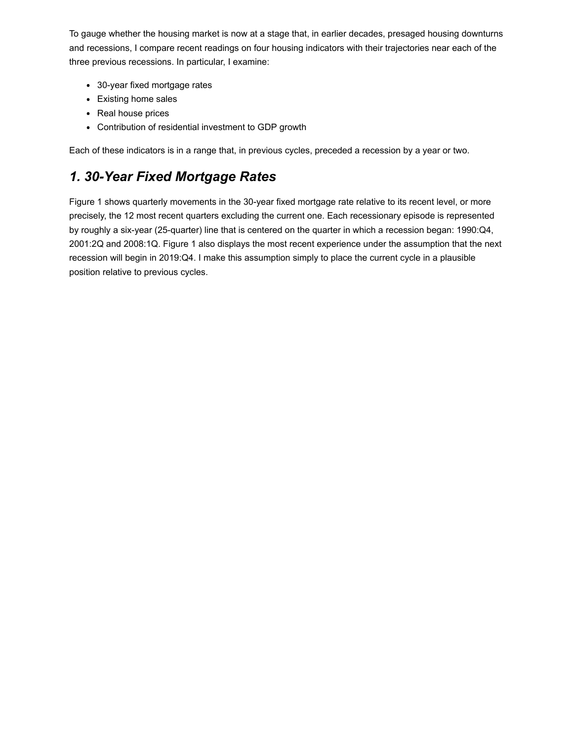To gauge whether the housing market is now at a stage that, in earlier decades, presaged housing downturns and recessions, I compare recent readings on four housing indicators with their trajectories near each of the three previous recessions. In particular, I examine:

- 30-year fixed mortgage rates
- Existing home sales
- Real house prices
- Contribution of residential investment to GDP growth

Each of these indicators is in a range that, in previous cycles, preceded a recession by a year or two.

## *1. 30-Year Fixed Mortgage Rates*

Figure 1 shows quarterly movements in the 30-year fixed mortgage rate relative to its recent level, or more precisely, the 12 most recent quarters excluding the current one. Each recessionary episode is represented by roughly a six-year (25-quarter) line that is centered on the quarter in which a recession began: 1990:Q4, 2001:2Q and 2008:1Q. Figure 1 also displays the most recent experience under the assumption that the next recession will begin in 2019:Q4. I make this assumption simply to place the current cycle in a plausible position relative to previous cycles.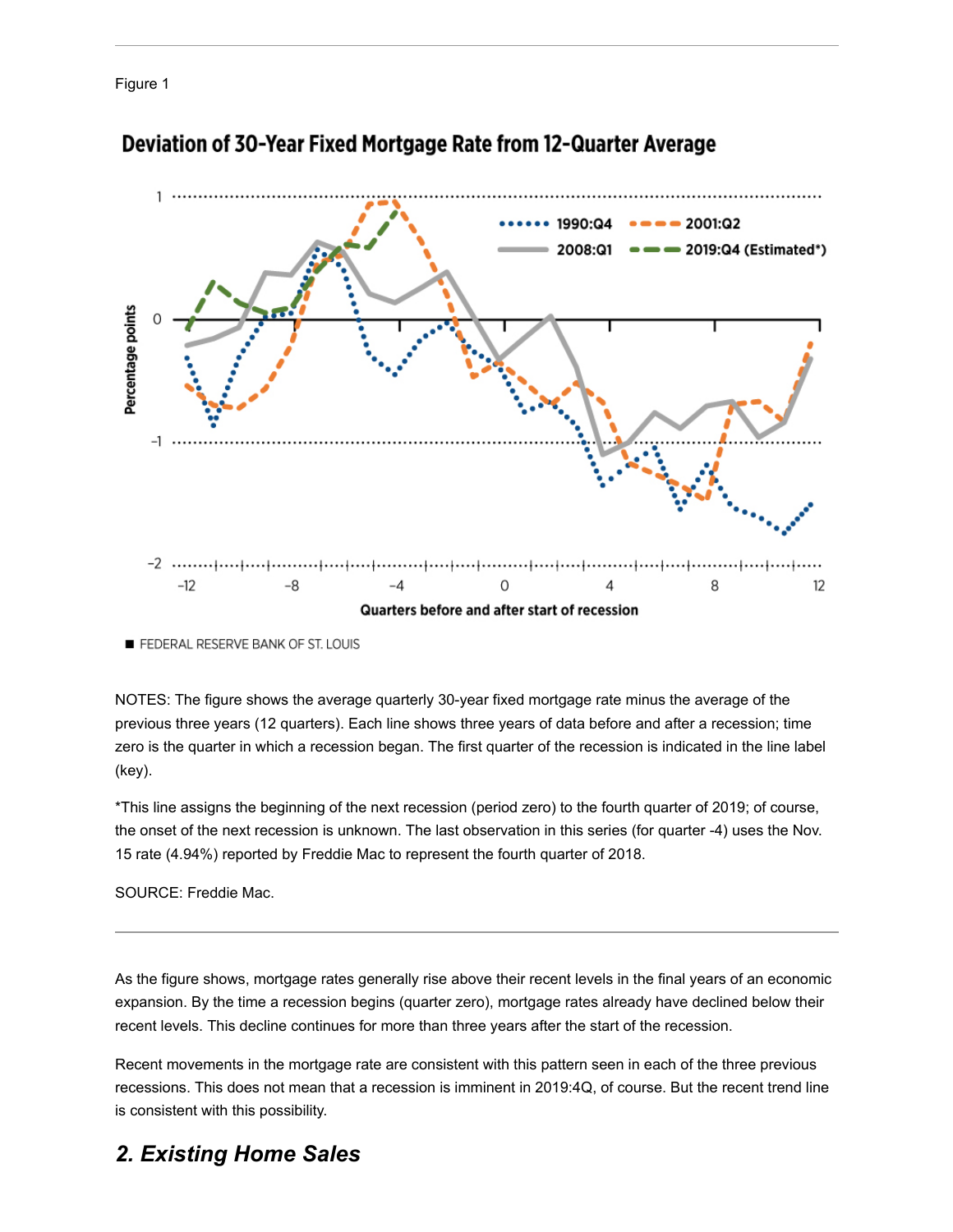Figure 1

**Deviation of 30-Year Fixed Mortgage Rate from 12-Quarter Average**

■ FEDERAL RESERVE BANK OF ST. LOUIS

NOTES: The figure shows the average quarterly 30-year fixed mortgage rate minus the average of the previous three years (12 quarters). Each line shows three years of data before and after a recession; time zero is the quarter in which a recession began. The first quarter of the recession is indicated in the line label (key).

*This line assigns the beginning of the next recession (period zero) to the fourth quarter of 2019; of course, the onset of the next recession is unknown. The last observation in this series (for quarter -4) uses the Nov. 15 rate (4.94%) reported by Freddie Mac to represent the fourth quarter of 2018.

SOURCE: Freddie Mac.

---

As the figure shows, mortgage rates generally rise above their recent levels in the final years of an economic expansion. By the time a recession begins (quarter zero), mortgage rates already have declined below their recent levels. This decline continues for more than three years after the start of the recession.

Recent movements in the mortgage rate are consistent with this pattern seen in each of the three previous recessions. This does not mean that a recession is imminent in 2019:4Q, of course. But the recent trend line is consistent with this possibility.

## *2. Existing Home Sales*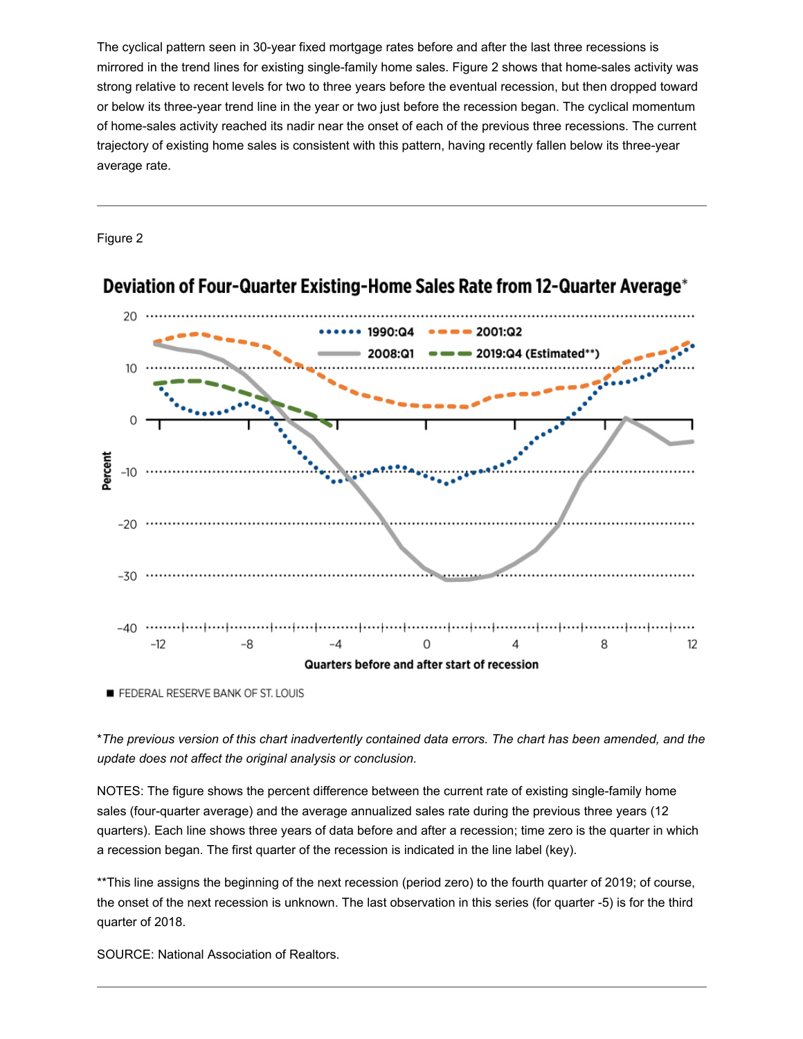The cyclical pattern seen in 30-year fixed mortgage rates before and after the last three recessions is mirrored in the trend lines for existing single-family home sales. Figure 2 shows that home-sales activity was strong relative to recent levels for two to three years before the eventual recession, but then dropped toward or below its three-year trend line in the year or two just before the recession began. The cyclical momentum of home-sales activity reached its nadir near the onset of each of the previous three recessions. The current trajectory of existing home sales is consistent with this pattern, having recently fallen below its three-year average rate.

---

Figure 2

**Deviation of Four-Quarter Existing-Home Sales Rate from 12-Quarter Average***

■ FEDERAL RESERVE BANK OF ST. LOUIS

**The previous version of this chart inadvertently contained data errors. The chart has been amended, and the update does not affect the original analysis or conclusion.*

NOTES: The figure shows the percent difference between the current rate of existing single-family home sales (four-quarter average) and the average annualized sales rate during the previous three years (12 quarters). Each line shows three years of data before and after a recession; time zero is the quarter in which a recession began. The first quarter of the recession is indicated in the line label (key).

**This line assigns the beginning of the next recession (period zero) to the fourth quarter of 2019; of course, the onset of the next recession is unknown. The last observation in this series (for quarter -5) is for the third quarter of 2018.

SOURCE: National Association of Realtors.

---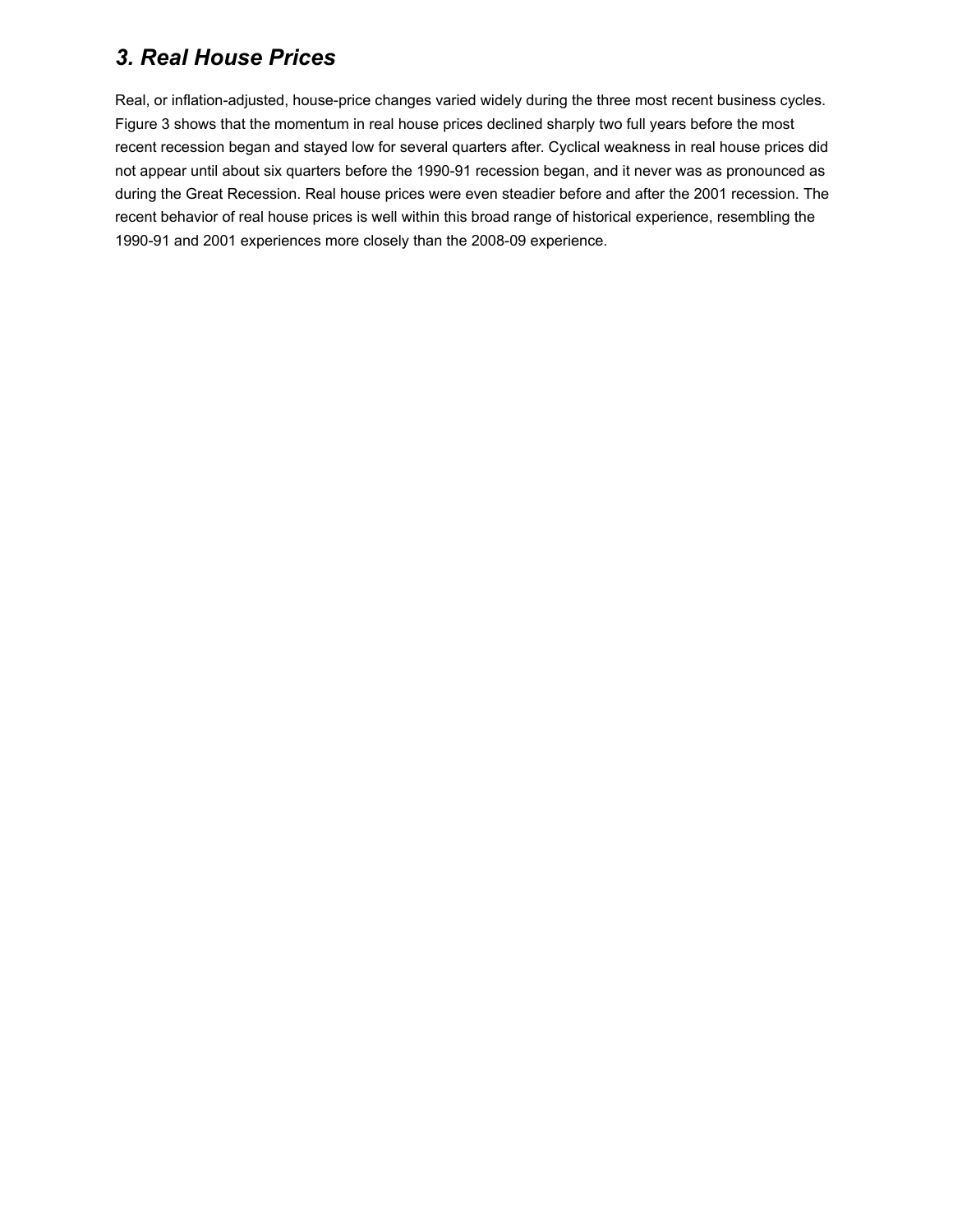### *3. Real House Prices*

Real, or inflation-adjusted, house-price changes varied widely during the three most recent business cycles. Figure 3 shows that the momentum in real house prices declined sharply two full years before the most recent recession began and stayed low for several quarters after. Cyclical weakness in real house prices did not appear until about six quarters before the 1990-91 recession began, and it never was as pronounced as during the Great Recession. Real house prices were even steadier before and after the 2001 recession. The recent behavior of real house prices is well within this broad range of historical experience, resembling the 1990-91 and 2001 experiences more closely than the 2008-09 experience.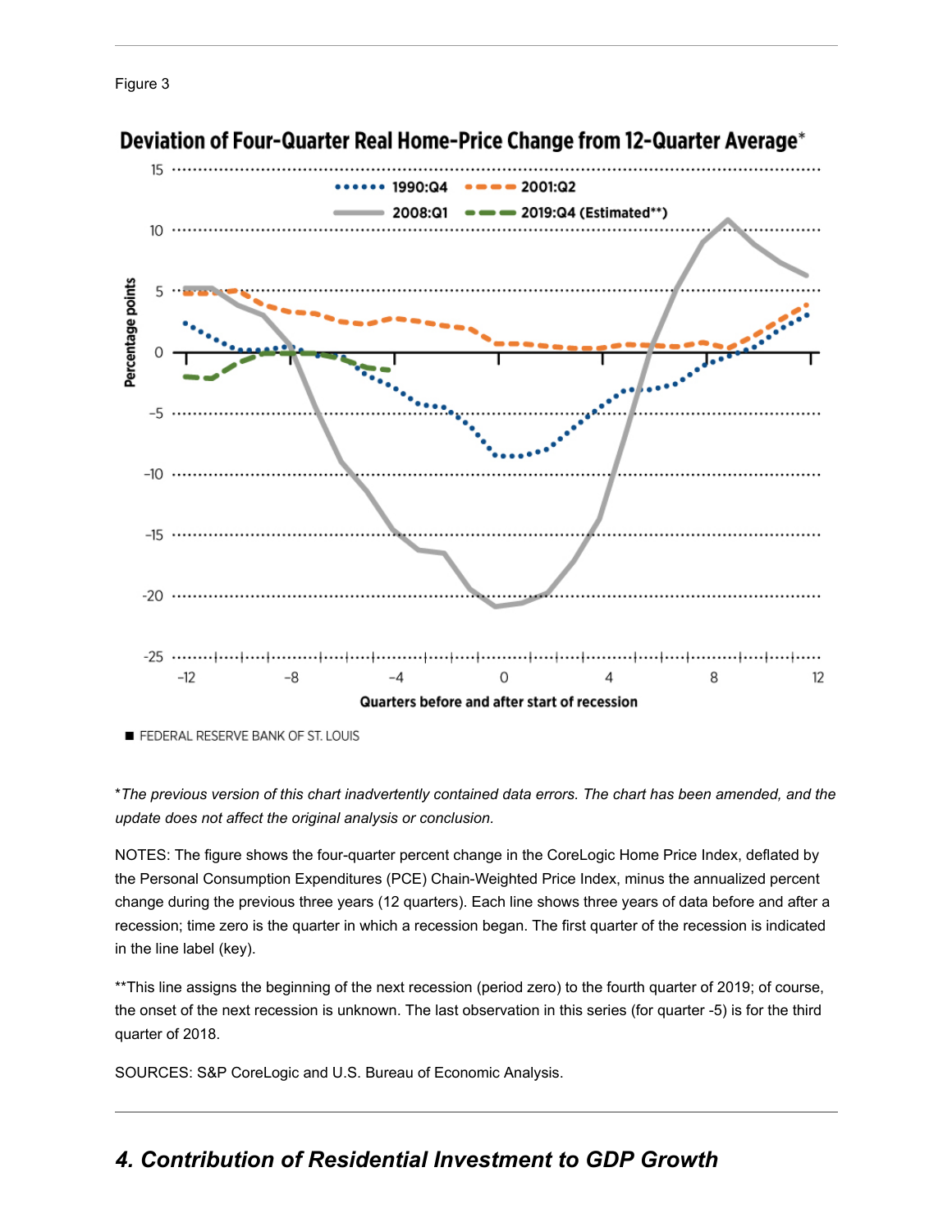Figure 3

Deviation of Four-Quarter Real Home-Price Change from 12-Quarter Average*

■ FEDERAL RESERVE BANK OF ST. LOUIS

*The previous version of this chart inadvertently contained data errors. The chart has been amended, and the update does not affect the original analysis or conclusion.*

NOTES: The figure shows the four-quarter percent change in the CoreLogic Home Price Index, deflated by the Personal Consumption Expenditures (PCE) Chain-Weighted Price Index, minus the annualized percent change during the previous three years (12 quarters). Each line shows three years of data before and after a recession; time zero is the quarter in which a recession began. The first quarter of the recession is indicated in the line label (key).

**This line assigns the beginning of the next recession (period zero) to the fourth quarter of 2019; of course, the onset of the next recession is unknown. The last observation in this series (for quarter -5) is for the third quarter of 2018.

SOURCES: S&P CoreLogic and U.S. Bureau of Economic Analysis.

## *4. Contribution of Residential Investment to GDP Growth*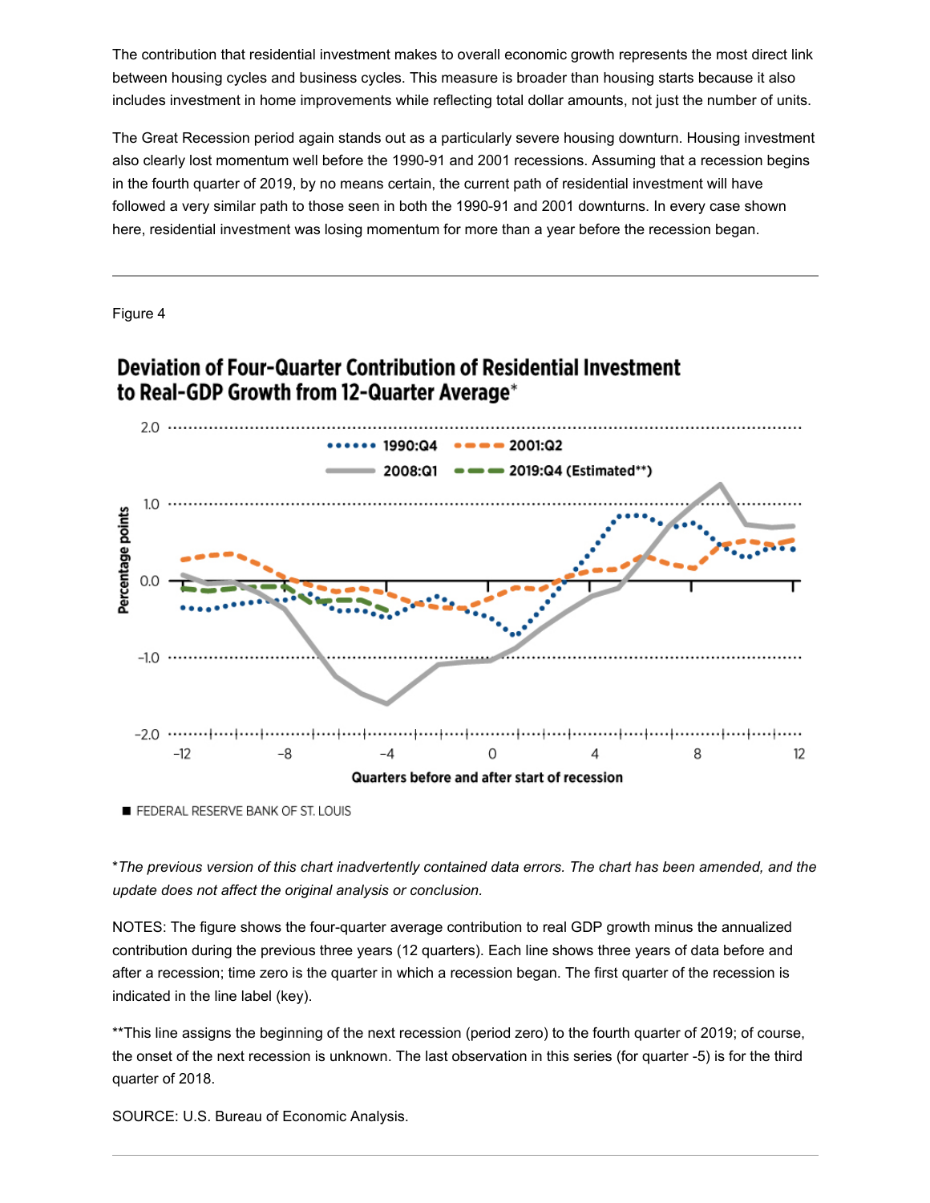The contribution that residential investment makes to overall economic growth represents the most direct link between housing cycles and business cycles. This measure is broader than housing starts because it also includes investment in home improvements while reflecting total dollar amounts, not just the number of units.

The Great Recession period again stands out as a particularly severe housing downturn. Housing investment also clearly lost momentum well before the 1990-91 and 2001 recessions. Assuming that a recession begins in the fourth quarter of 2019, by no means certain, the current path of residential investment will have followed a very similar path to those seen in both the 1990-91 and 2001 downturns. In every case shown here, residential investment was losing momentum for more than a year before the recession began.

---

Figure 4

**Deviation of Four-Quarter Contribution of Residential Investment to Real-GDP Growth from 12-Quarter Average***

FEDERAL RESERVE BANK OF ST. LOUIS

**The previous version of this chart inadvertently contained data errors. The chart has been amended, and the update does not affect the original analysis or conclusion.*

NOTES: The figure shows the four-quarter average contribution to real GDP growth minus the annualized contribution during the previous three years (12 quarters). Each line shows three years of data before and after a recession; time zero is the quarter in which a recession began. The first quarter of the recession is indicated in the line label (key).

**This line assigns the beginning of the next recession (period zero) to the fourth quarter of 2019; of course, the onset of the next recession is unknown. The last observation in this series (for quarter -5) is for the third quarter of 2018.

SOURCE: U.S. Bureau of Economic Analysis.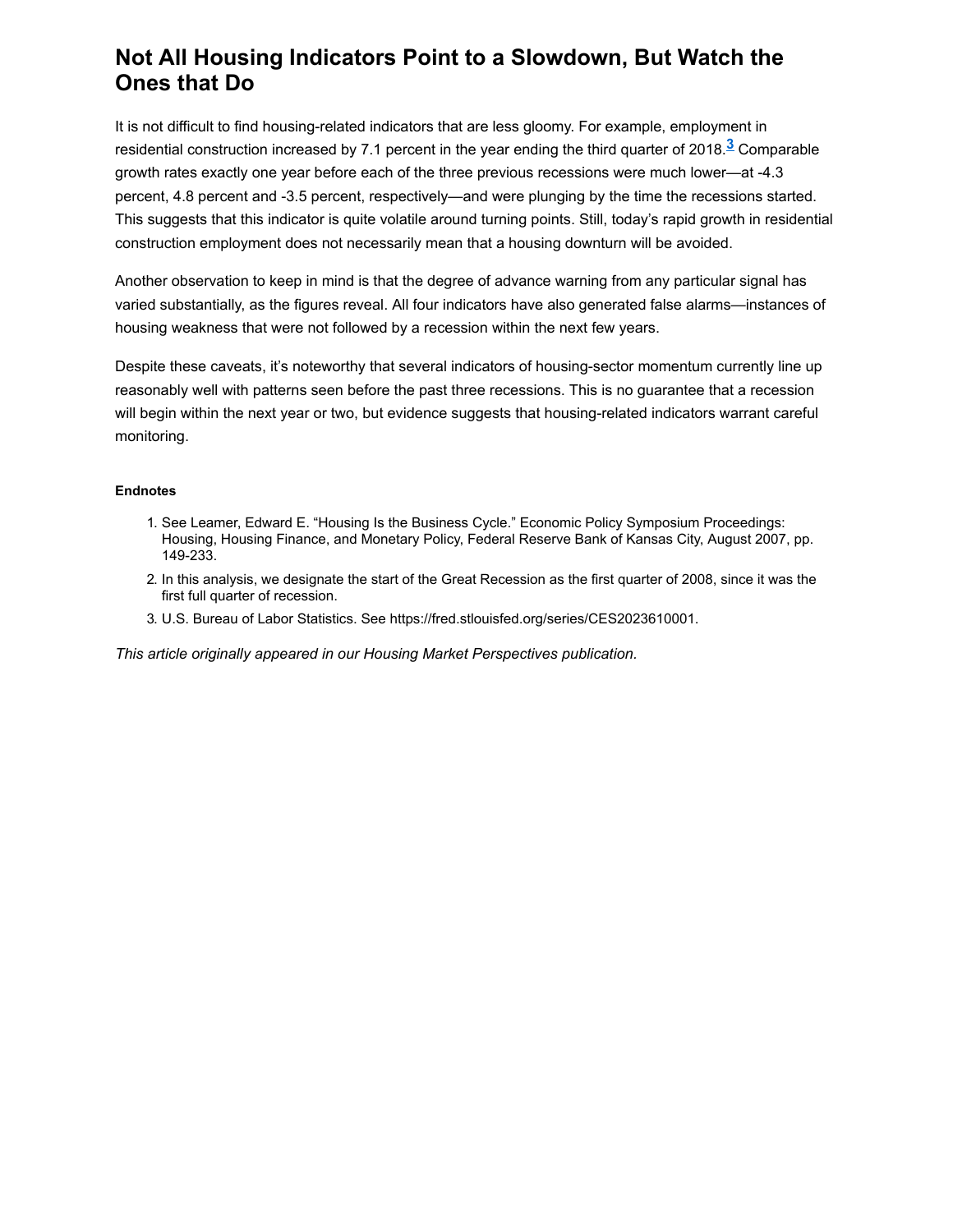## Not All Housing Indicators Point to a Slowdown, But Watch the Ones that Do

It is not difficult to find housing-related indicators that are less gloomy. For example, employment in residential construction increased by 7.1 percent in the year ending the third quarter of 2018.[3] Comparable growth rates exactly one year before each of the three previous recessions were much lower—at -4.3 percent, 4.8 percent and -3.5 percent, respectively—and were plunging by the time the recessions started. This suggests that this indicator is quite volatile around turning points. Still, today's rapid growth in residential construction employment does not necessarily mean that a housing downturn will be avoided.

Another observation to keep in mind is that the degree of advance warning from any particular signal has varied substantially, as the figures reveal. All four indicators have also generated false alarms—instances of housing weakness that were not followed by a recession within the next few years.

Despite these caveats, it's noteworthy that several indicators of housing-sector momentum currently line up reasonably well with patterns seen before the past three recessions. This is no guarantee that a recession will begin within the next year or two, but evidence suggests that housing-related indicators warrant careful monitoring.

#### Endnotes

1. See Leamer, Edward E. "Housing Is the Business Cycle." Economic Policy Symposium Proceedings: Housing, Housing Finance, and Monetary Policy, Federal Reserve Bank of Kansas City, August 2007, pp. 149-233.
2. In this analysis, we designate the start of the Great Recession as the first quarter of 2008, since it was the first full quarter of recession.
3. U.S. Bureau of Labor Statistics. See https://fred.stlouisfed.org/series/CES2023610001.

*This article originally appeared in our Housing Market Perspectives publication.*